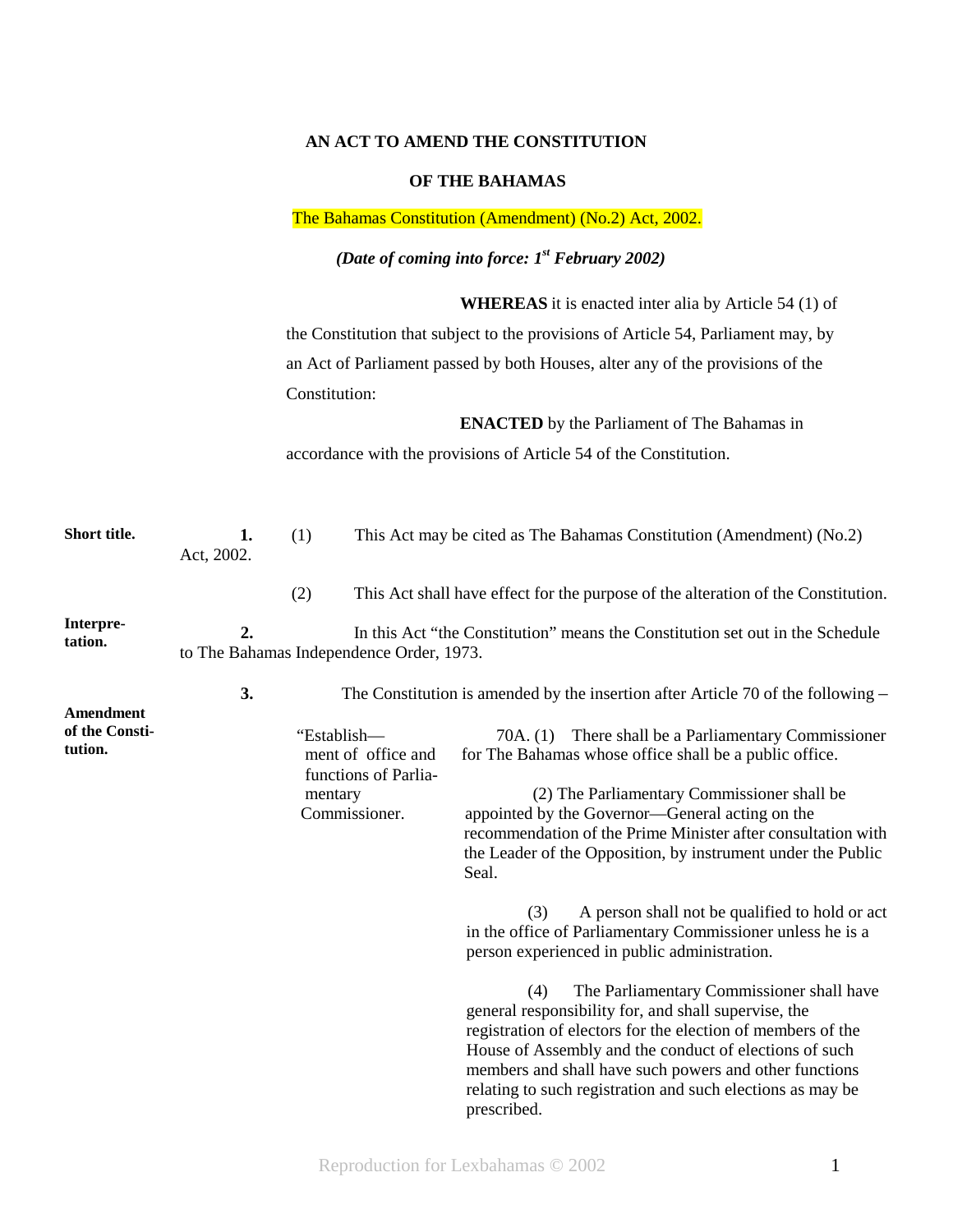# AN ACT TO AMEND THE CONSTITUTION

# OF THE BAHAMAS

The Bahamas Constitution (Amendment) (No.2) Act, 2002.

***(Date of coming into force: 1st February 2002)***

**WHEREAS** it is enacted inter alia by Article 54 (1) of the Constitution that subject to the provisions of Article 54, Parliament may, by an Act of Parliament passed by both Houses, alter any of the provisions of the Constitution:

**ENACTED** by the Parliament of The Bahamas in accordance with the provisions of Article 54 of the Constitution.

**Short title.**

**1.** (1) This Act may be cited as The Bahamas Constitution (Amendment) (No.2) Act, 2002.

(2) This Act shall have effect for the purpose of the alteration of the Constitution.

**Interpretation.**

**2.** In this Act "the Constitution" means the Constitution set out in the Schedule to The Bahamas Independence Order, 1973.

**Amendment of the Constitution.**

**3.** The Constitution is amended by the insertion after Article 70 of the following –

"Establishment of office and functions of Parliamentary Commissioner.

70A. (1) There shall be a Parliamentary Commissioner for The Bahamas whose office shall be a public office.

(2) The Parliamentary Commissioner shall be appointed by the Governor—General acting on the recommendation of the Prime Minister after consultation with the Leader of the Opposition, by instrument under the Public Seal.

(3) A person shall not be qualified to hold or act in the office of Parliamentary Commissioner unless he is a person experienced in public administration.

(4) The Parliamentary Commissioner shall have general responsibility for, and shall supervise, the registration of electors for the election of members of the House of Assembly and the conduct of elections of such members and shall have such powers and other functions relating to such registration and such elections as may be prescribed.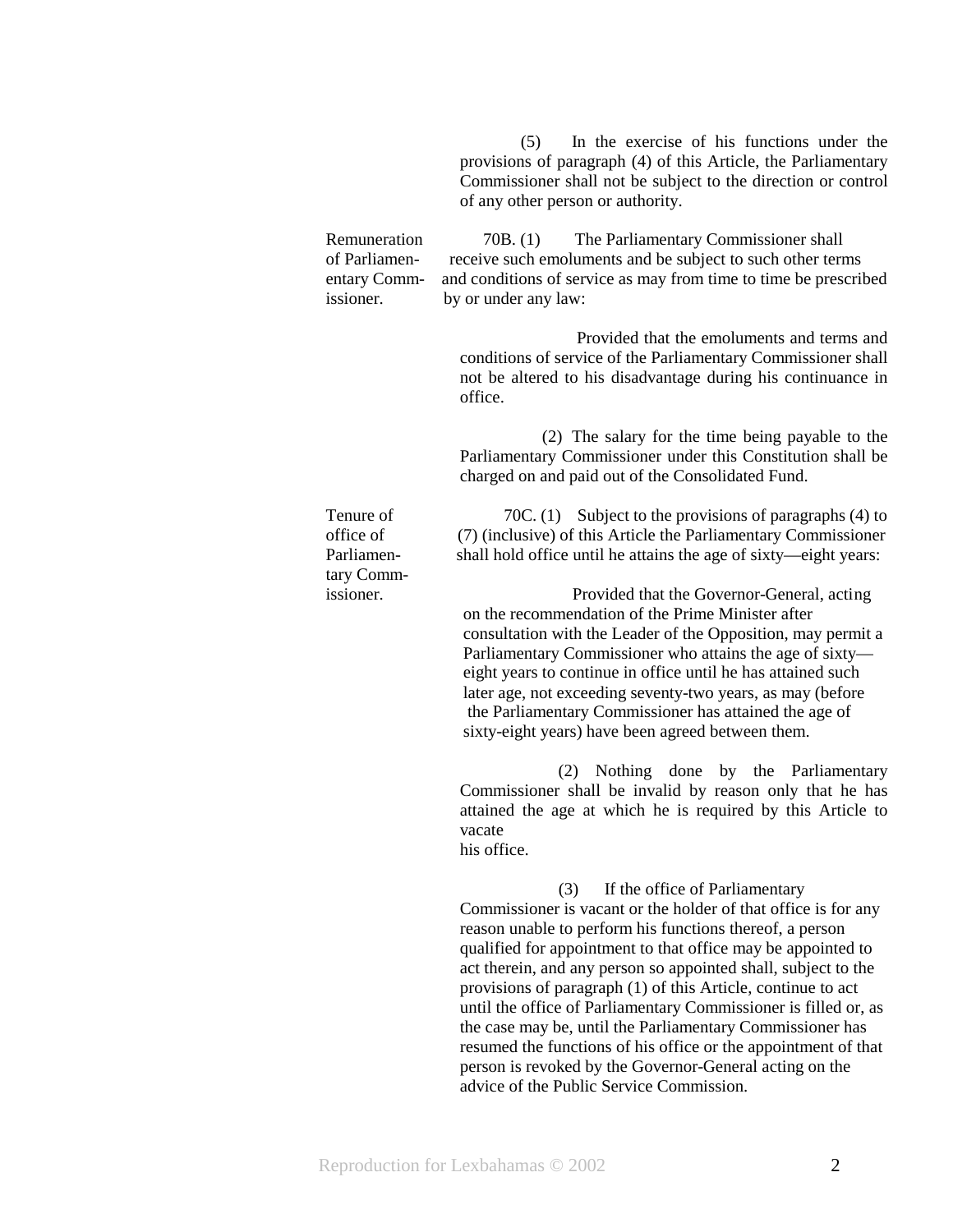(5) In the exercise of his functions under the provisions of paragraph (4) of this Article, the Parliamentary Commissioner shall not be subject to the direction or control of any other person or authority.

*Remuneration of Parliamentary Commissioner.*

70B. (1) The Parliamentary Commissioner shall receive such emoluments and be subject to such other terms and conditions of service as may from time to time be prescribed by or under any law:

Provided that the emoluments and terms and conditions of service of the Parliamentary Commissioner shall not be altered to his disadvantage during his continuance in office.

(2) The salary for the time being payable to the Parliamentary Commissioner under this Constitution shall be charged on and paid out of the Consolidated Fund.

*Tenure of office of Parliamentary Commissioner.*

70C. (1) Subject to the provisions of paragraphs (4) to (7) (inclusive) of this Article the Parliamentary Commissioner shall hold office until he attains the age of sixty—eight years:

Provided that the Governor-General, acting on the recommendation of the Prime Minister after consultation with the Leader of the Opposition, may permit a Parliamentary Commissioner who attains the age of sixty—eight years to continue in office until he has attained such later age, not exceeding seventy-two years, as may (before the Parliamentary Commissioner has attained the age of sixty-eight years) have been agreed between them.

(2) Nothing done by the Parliamentary Commissioner shall be invalid by reason only that he has attained the age at which he is required by this Article to vacate his office.

(3) If the office of Parliamentary Commissioner is vacant or the holder of that office is for any reason unable to perform his functions thereof, a person qualified for appointment to that office may be appointed to act therein, and any person so appointed shall, subject to the provisions of paragraph (1) of this Article, continue to act until the office of Parliamentary Commissioner is filled or, as the case may be, until the Parliamentary Commissioner has resumed the functions of his office or the appointment of that person is revoked by the Governor-General acting on the advice of the Public Service Commission.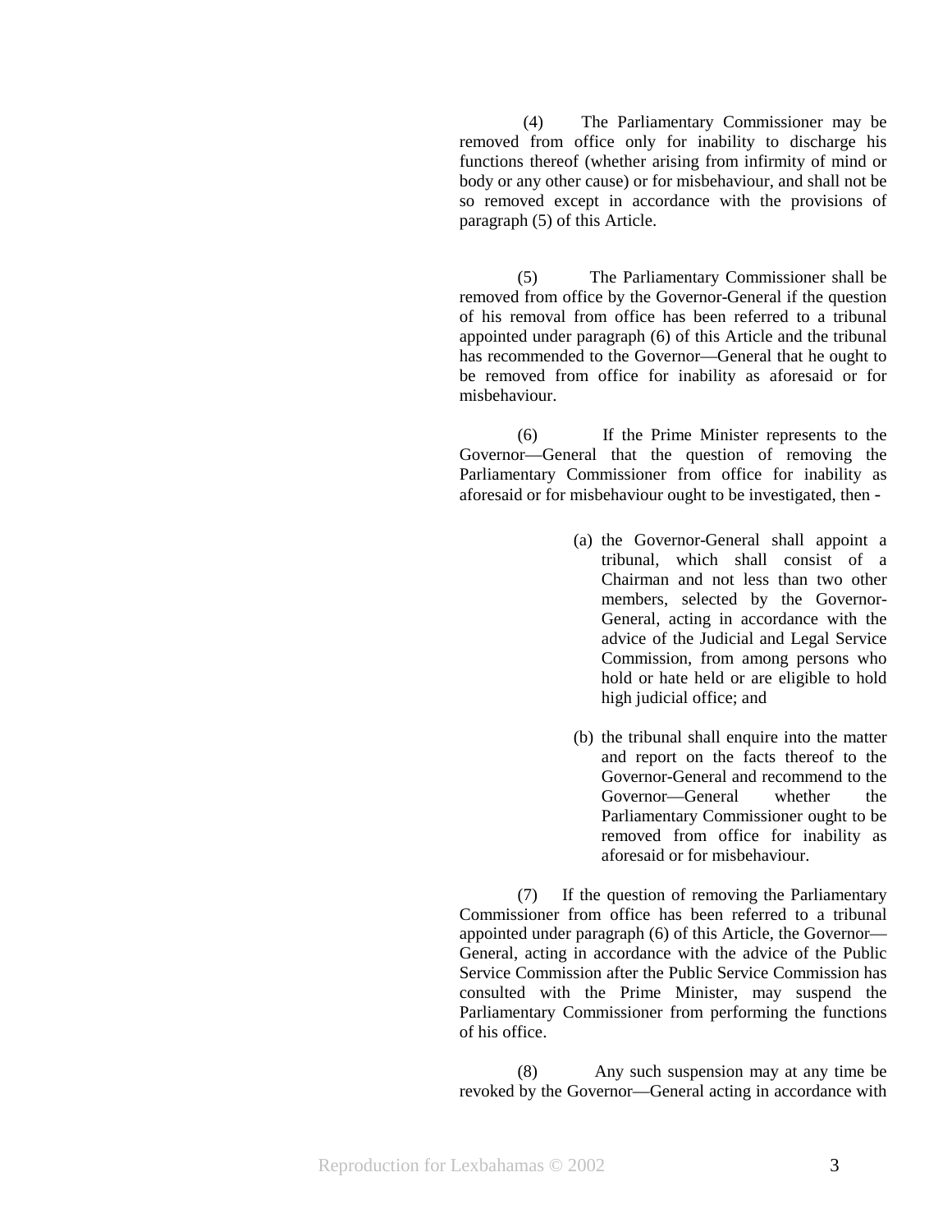(4) The Parliamentary Commissioner may be removed from office only for inability to discharge his functions thereof (whether arising from infirmity of mind or body or any other cause) or for misbehaviour, and shall not be so removed except in accordance with the provisions of paragraph (5) of this Article.

(5) The Parliamentary Commissioner shall be removed from office by the Governor-General if the question of his removal from office has been referred to a tribunal appointed under paragraph (6) of this Article and the tribunal has recommended to the Governor—General that he ought to be removed from office for inability as aforesaid or for misbehaviour.

(6) If the Prime Minister represents to the Governor—General that the question of removing the Parliamentary Commissioner from office for inability as aforesaid or for misbehaviour ought to be investigated, then -

(a) the Governor-General shall appoint a tribunal, which shall consist of a Chairman and not less than two other members, selected by the Governor-General, acting in accordance with the advice of the Judicial and Legal Service Commission, from among persons who hold or hate held or are eligible to hold high judicial office; and

(b) the tribunal shall enquire into the matter and report on the facts thereof to the Governor-General and recommend to the Governor—General whether the Parliamentary Commissioner ought to be removed from office for inability as aforesaid or for misbehaviour.

(7) If the question of removing the Parliamentary Commissioner from office has been referred to a tribunal appointed under paragraph (6) of this Article, the Governor—General, acting in accordance with the advice of the Public Service Commission after the Public Service Commission has consulted with the Prime Minister, may suspend the Parliamentary Commissioner from performing the functions of his office.

(8) Any such suspension may at any time be revoked by the Governor—General acting in accordance with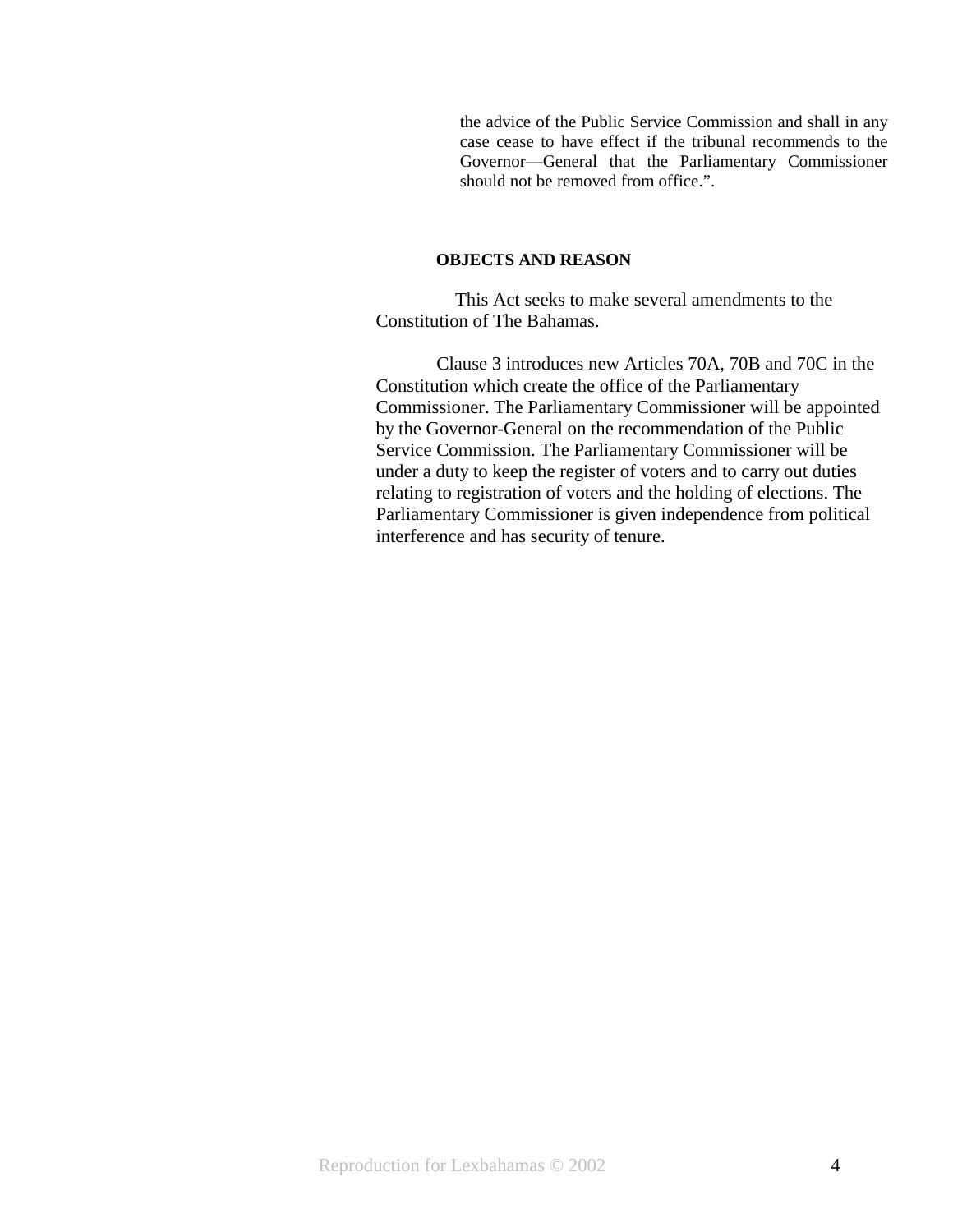the advice of the Public Service Commission and shall in any case cease to have effect if the tribunal recommends to the Governor—General that the Parliamentary Commissioner should not be removed from office.".

**OBJECTS AND REASON**

This Act seeks to make several amendments to the Constitution of The Bahamas.

Clause 3 introduces new Articles 70A, 70B and 70C in the Constitution which create the office of the Parliamentary Commissioner. The Parliamentary Commissioner will be appointed by the Governor-General on the recommendation of the Public Service Commission. The Parliamentary Commissioner will be under a duty to keep the register of voters and to carry out duties relating to registration of voters and the holding of elections. The Parliamentary Commissioner is given independence from political interference and has security of tenure.